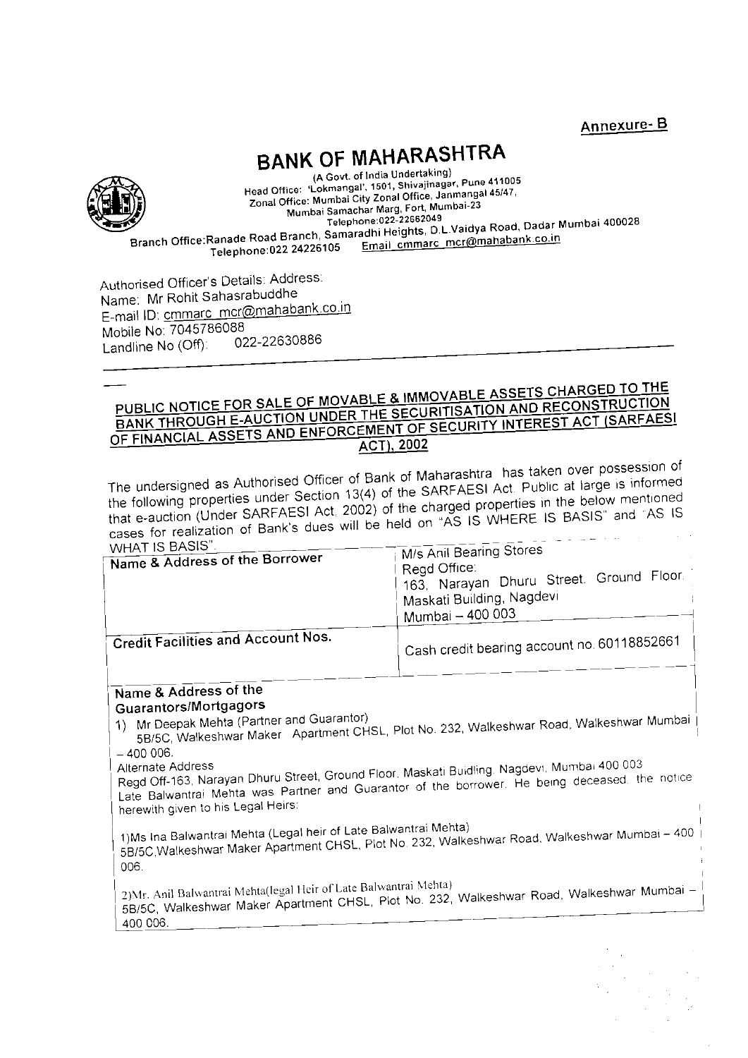Annexure- B

# BANK OF MAHARASHTRA

(A Govt. of India Undertaking)
Head Office: 'Lokmangal', 1501, Shivajinagar, Pune 411005
Zonal Office: Mumbai City Zonal Office, Janmangal 45/47,
Mumbai Samachar Marg, Fort, Mumbai-23
Telephone:022-22662049
Branch Office:Ranade Road Branch, Samaradhi Heights, D.L.Vaidya Road, Dadar Mumbai 400028
Telephone:022 24226105 Email cmmarc_mcr@mahabank.co.in

Authorised Officer's Details: Address:
Name: Mr Rohit Sahasrabuddhe
E-mail ID: cmmarc_mcr@mahabank.co.in
Mobile No: 7045786088
Landline No (Off): 022-22630886

## PUBLIC NOTICE FOR SALE OF MOVABLE & IMMOVABLE ASSETS CHARGED TO THE BANK THROUGH E-AUCTION UNDER THE SECURITISATION AND RECONSTRUCTION OF FINANCIAL ASSETS AND ENFORCEMENT OF SECURITY INTEREST ACT (SARFAESI ACT), 2002

The undersigned as Authorised Officer of Bank of Maharashtra has taken over possession of the following properties under Section 13(4) of the SARFAESI Act. Public at large is informed that e-auction (Under SARFAESI Act, 2002) of the charged properties in the below mentioned cases for realization of Bank's dues will be held on "AS IS WHERE IS BASIS" and "AS IS WHAT IS BASIS".

| | |
|---|---|
| Name & Address of the Borrower | M/s Anil Bearing Stores<br>Regd Office:<br>163, Narayan Dhuru Street. Ground Floor.<br>Maskati Building, Nagdevi<br>Mumbai – 400 003 |
| Credit Facilities and Account Nos. | Cash credit bearing account no. 60118852661 |

**Name & Address of the Guarantors/Mortgagors**

1) Mr Deepak Mehta (Partner and Guarantor)
5B/5C, Walkeshwar Maker Apartment CHSL, Plot No. 232, Walkeshwar Road, Walkeshwar Mumbai – 400 006.
Alternate Address
Regd Off-163, Narayan Dhuru Street, Ground Floor, Maskati Buidling, Nagdevi, Mumbai 400 003
Late Balwantrai Mehta was Partner and Guarantor of the borrower. He being deceased, the notice herewith given to his Legal Heirs:

1)Ms Ina Balwantrai Mehta (Legal heir of Late Balwantrai Mehta)
5B/5C,Walkeshwar Maker Apartment CHSL, Plot No. 232, Walkeshwar Road, Walkeshwar Mumbai – 400 006.

2)Mr. Anil Balwantrai Mehta(legal Heir of Late Balwantrai Mehta)
5B/5C, Walkeshwar Maker Apartment CHSL, Plot No. 232, Walkeshwar Road, Walkeshwar Mumbai – 400 006.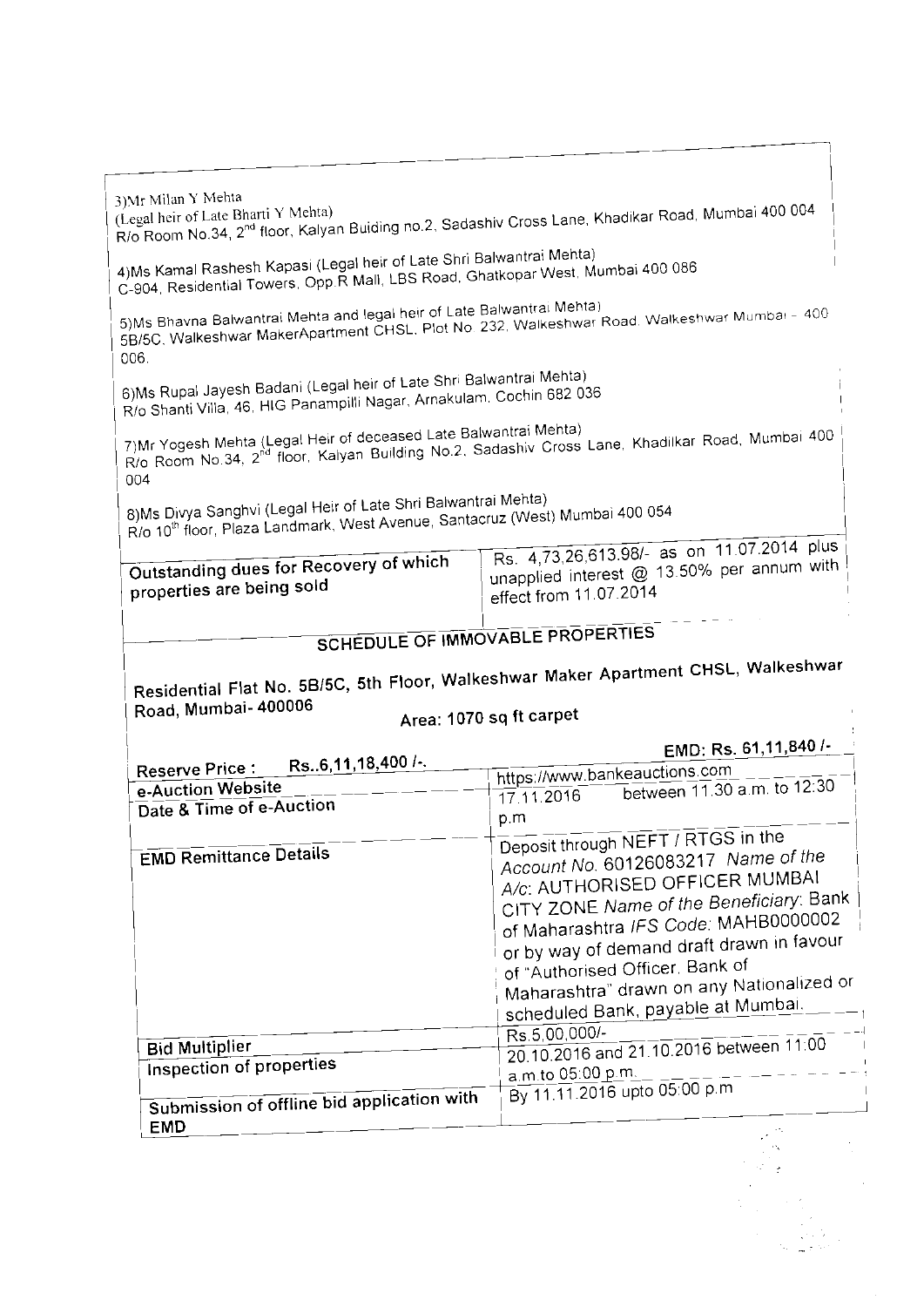3)Mr Milan Y Mehta
(Legal heir of Late Bharti Y Mehta)
R/o Room No.34, 2nd floor, Kalyan Buiding no.2, Sadashiv Cross Lane, Khadikar Road, Mumbai 400 004

4)Ms Kamal Rashesh Kapasi (Legal heir of Late Shri Balwantrai Mehta)
C-904, Residential Towers, Opp.R Mall, LBS Road, Ghatkopar West, Mumbai 400 086

5)Ms Bhavna Balwantrai Mehta and legal heir of Late Balwantrai Mehta)
5B/5C, Walkeshwar MakerApartment CHSL, Plot No. 232, Walkeshwar Road. Walkeshwar Mumbai - 400 006.

6)Ms Rupal Jayesh Badani (Legal heir of Late Shri Balwantrai Mehta)
R/o Shanti Villa, 46, HIG Panampilli Nagar, Arnakulam, Cochin 682 036

7)Mr Yogesh Mehta (Legal Heir of deceased Late Balwantrai Mehta)
R/o Room No.34, 2nd floor, Kalyan Building No.2, Sadashiv Cross Lane, Khadilkar Road, Mumbai 400 004

8)Ms Divya Sanghvi (Legal Heir of Late Shri Balwantrai Mehta)
R/o 10th floor, Plaza Landmark, West Avenue, Santacruz (West) Mumbai 400 054

| | |
|---|---|
| **Outstanding dues for Recovery of which properties are being sold** | Rs. 4,73,26,613.98/- as on 11.07.2014 plus unapplied interest @ 13.50% per annum with effect from 11.07.2014 |

## SCHEDULE OF IMMOVABLE PROPERTIES

**Residential Flat No. 5B/5C, 5th Floor, Walkeshwar Maker Apartment CHSL, Walkeshwar Road, Mumbai- 400006**

**Area: 1070 sq ft carpet**

| | |
|---|---|
| **Reserve Price : Rs..6,11,18,400 /-.** | **EMD: Rs. 61,11,840 /-** |
| **e-Auction Website** | https://www.bankeauctions.com |
| **Date & Time of e-Auction** | 17.11.2016 between 11.30 a.m. to 12:30 p.m |
| **EMD Remittance Details** | Deposit through NEFT / RTGS in the *Account No.* 60126083217 *Name of the A/c*: AUTHORISED OFFICER MUMBAI CITY ZONE *Name of the Beneficiary*: Bank of Maharashtra *IFS Code*: MAHB0000002 or by way of demand draft drawn in favour of "Authorised Officer, Bank of Maharashtra" drawn on any Nationalized or scheduled Bank, payable at Mumbai. |
| **Bid Multiplier** | Rs.5,00,000/- |
| **Inspection of properties** | 20.10.2016 and 21.10.2016 between 11:00 a.m to 05:00 p.m. |
| **Submission of offline bid application with EMD** | By 11.11.2016 upto 05:00 p.m |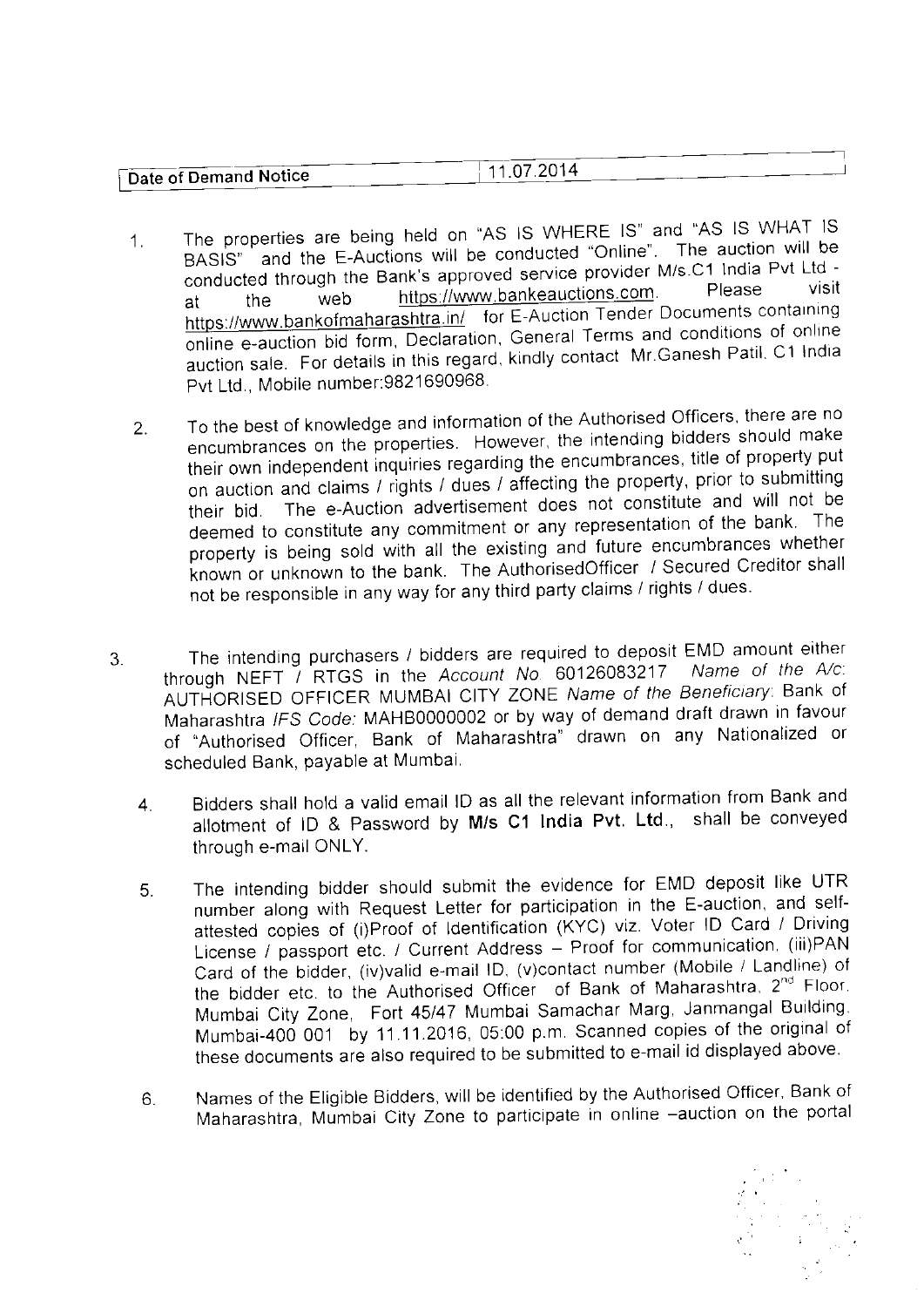| Date of Demand Notice | 11.07.2014 |
|---|---|

1. The properties are being held on "AS IS WHERE IS" and "AS IS WHAT IS BASIS" and the E-Auctions will be conducted "Online". The auction will be conducted through the Bank's approved service provider M/s.C1 India Pvt Ltd - at the web https://www.bankeauctions.com. Please visit https://www.bankofmaharashtra.in/ for E-Auction Tender Documents containing online e-auction bid form, Declaration, General Terms and conditions of online auction sale. For details in this regard, kindly contact Mr.Ganesh Patil, C1 India Pvt Ltd., Mobile number:9821690968.

2. To the best of knowledge and information of the Authorised Officers, there are no encumbrances on the properties. However, the intending bidders should make their own independent inquiries regarding the encumbrances, title of property put on auction and claims / rights / dues / affecting the property, prior to submitting their bid. The e-Auction advertisement does not constitute and will not be deemed to constitute any commitment or any representation of the bank. The property is being sold with all the existing and future encumbrances whether known or unknown to the bank. The AuthorisedOfficer / Secured Creditor shall not be responsible in any way for any third party claims / rights / dues.

3. The intending purchasers / bidders are required to deposit EMD amount either through NEFT / RTGS in the *Account No.* 60126083217 *Name of the A/c:* AUTHORISED OFFICER MUMBAI CITY ZONE *Name of the Beneficiary:* Bank of Maharashtra *IFS Code:* MAHB0000002 or by way of demand draft drawn in favour of "Authorised Officer, Bank of Maharashtra" drawn on any Nationalized or scheduled Bank, payable at Mumbai.

4. Bidders shall hold a valid email ID as all the relevant information from Bank and allotment of ID & Password by **M/s C1 India Pvt. Ltd.,** shall be conveyed through e-mail ONLY.

5. The intending bidder should submit the evidence for EMD deposit like UTR number along with Request Letter for participation in the E-auction, and self-attested copies of (i)Proof of Identification (KYC) viz. Voter ID Card / Driving License / passport etc. / Current Address – Proof for communication, (iii)PAN Card of the bidder, (iv)valid e-mail ID, (v)contact number (Mobile / Landline) of the bidder etc. to the Authorised Officer of Bank of Maharashtra, 2nd Floor, Mumbai City Zone, Fort 45/47 Mumbai Samachar Marg, Janmangal Building, Mumbai-400 001 by 11.11.2016, 05:00 p.m. Scanned copies of the original of these documents are also required to be submitted to e-mail id displayed above.

6. Names of the Eligible Bidders, will be identified by the Authorised Officer, Bank of Maharashtra, Mumbai City Zone to participate in online –auction on the portal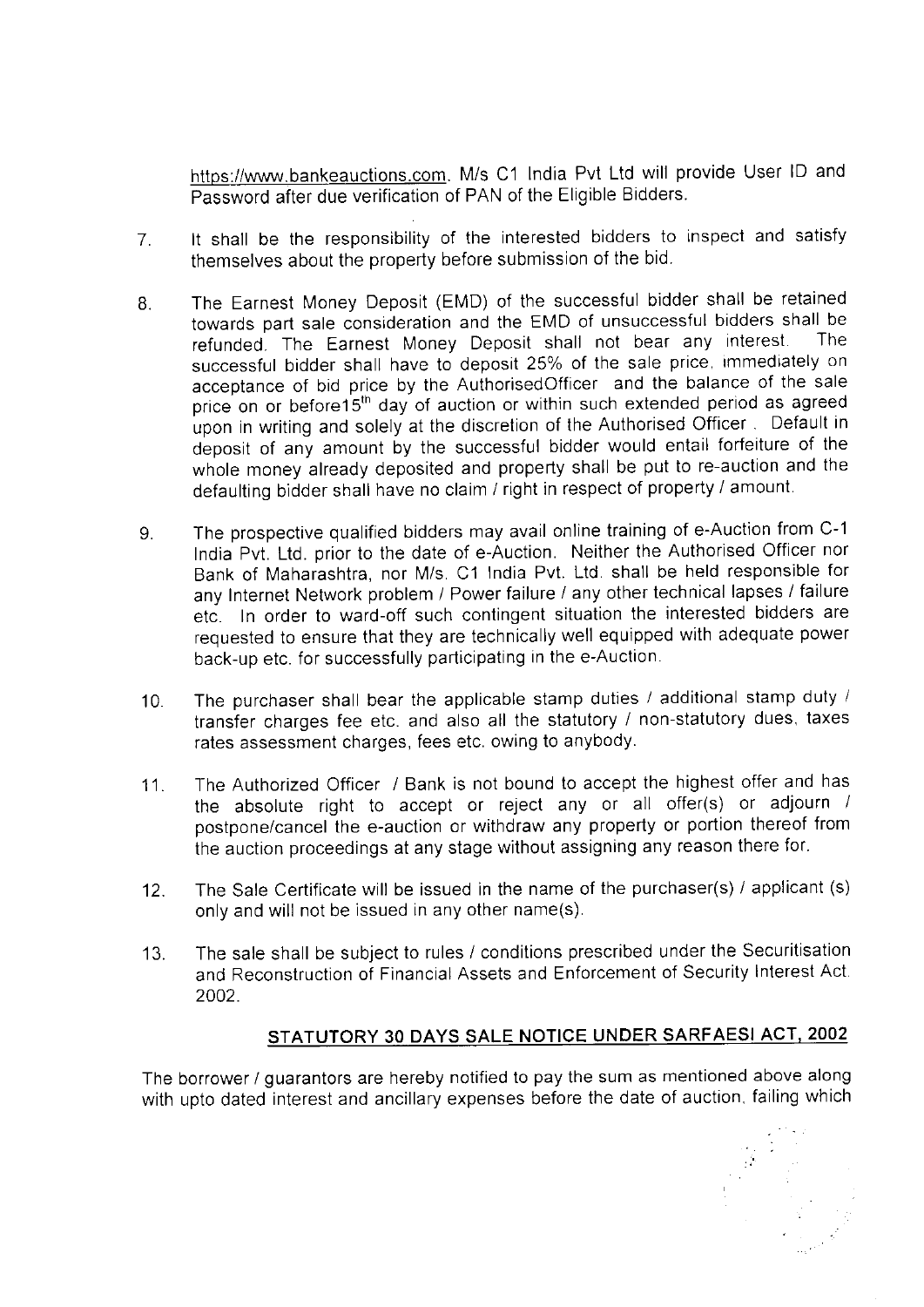https://www.bankeauctions.com. M/s C1 India Pvt Ltd will provide User ID and Password after due verification of PAN of the Eligible Bidders.

7. It shall be the responsibility of the interested bidders to inspect and satisfy themselves about the property before submission of the bid.

8. The Earnest Money Deposit (EMD) of the successful bidder shall be retained towards part sale consideration and the EMD of unsuccessful bidders shall be refunded. The Earnest Money Deposit shall not bear any interest. The successful bidder shall have to deposit 25% of the sale price, immediately on acceptance of bid price by the AuthorisedOfficer and the balance of the sale price on or before15th day of auction or within such extended period as agreed upon in writing and solely at the discretion of the Authorised Officer . Default in deposit of any amount by the successful bidder would entail forfeiture of the whole money already deposited and property shall be put to re-auction and the defaulting bidder shall have no claim / right in respect of property / amount.

9. The prospective qualified bidders may avail online training of e-Auction from C-1 India Pvt. Ltd. prior to the date of e-Auction. Neither the Authorised Officer nor Bank of Maharashtra, nor M/s. C1 India Pvt. Ltd. shall be held responsible for any Internet Network problem / Power failure / any other technical lapses / failure etc. In order to ward-off such contingent situation the interested bidders are requested to ensure that they are technically well equipped with adequate power back-up etc. for successfully participating in the e-Auction.

10. The purchaser shall bear the applicable stamp duties / additional stamp duty / transfer charges fee etc. and also all the statutory / non-statutory dues, taxes rates assessment charges, fees etc. owing to anybody.

11. The Authorized Officer / Bank is not bound to accept the highest offer and has the absolute right to accept or reject any or all offer(s) or adjourn / postpone/cancel the e-auction or withdraw any property or portion thereof from the auction proceedings at any stage without assigning any reason there for.

12. The Sale Certificate will be issued in the name of the purchaser(s) / applicant (s) only and will not be issued in any other name(s).

13. The sale shall be subject to rules / conditions prescribed under the Securitisation and Reconstruction of Financial Assets and Enforcement of Security Interest Act. 2002.

## STATUTORY 30 DAYS SALE NOTICE UNDER SARFAESI ACT, 2002

The borrower / guarantors are hereby notified to pay the sum as mentioned above along with upto dated interest and ancillary expenses before the date of auction, failing which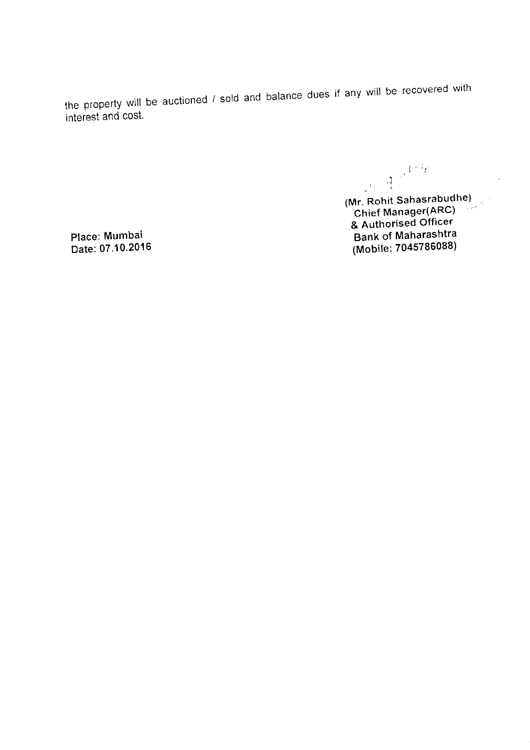the property will be auctioned / sold and balance dues if any will be recovered with interest and cost.

**(Mr. Rohit Sahasrabudhe)**
**Chief Manager(ARC)**
**& Authorised Officer**
**Bank of Maharashtra**
**(Mobile: 7045786088)**

**Place: Mumbai**
**Date: 07.10.2016**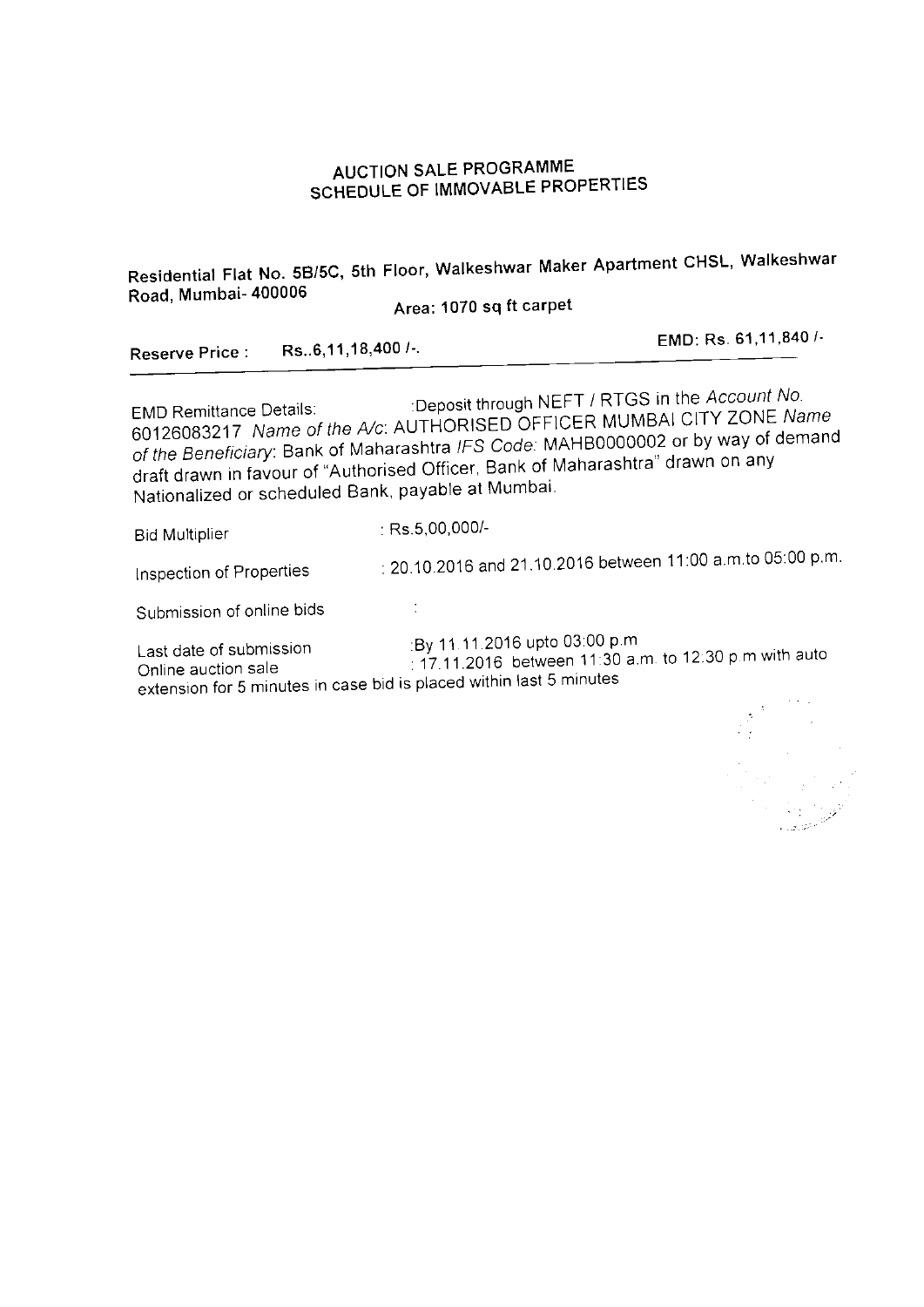# AUCTION SALE PROGRAMME
## SCHEDULE OF IMMOVABLE PROPERTIES

**Residential Flat No. 5B/5C, 5th Floor, Walkeshwar Maker Apartment CHSL, Walkeshwar Road, Mumbai- 400006**

**Area: 1070 sq ft carpet**

**Reserve Price : Rs..6,11,18,400 /-.** **EMD: Rs. 61,11,840 /-**

EMD Remittance Details: :Deposit through NEFT / RTGS in the *Account No.* 60126083217 *Name of the A/c*: AUTHORISED OFFICER MUMBAI CITY ZONE *Name of the Beneficiary*: Bank of Maharashtra *IFS Code*: MAHB0000002 or by way of demand draft drawn in favour of "Authorised Officer, Bank of Maharashtra" drawn on any Nationalized or scheduled Bank, payable at Mumbai.

Bid Multiplier : Rs.5,00,000/-

Inspection of Properties : 20.10.2016 and 21.10.2016 between 11:00 a.m.to 05:00 p.m.

Submission of online bids :

Last date of submission :By 11.11.2016 upto 03:00 p.m

Online auction sale : 17.11.2016 between 11:30 a.m. to 12:30 p.m with auto extension for 5 minutes in case bid is placed within last 5 minutes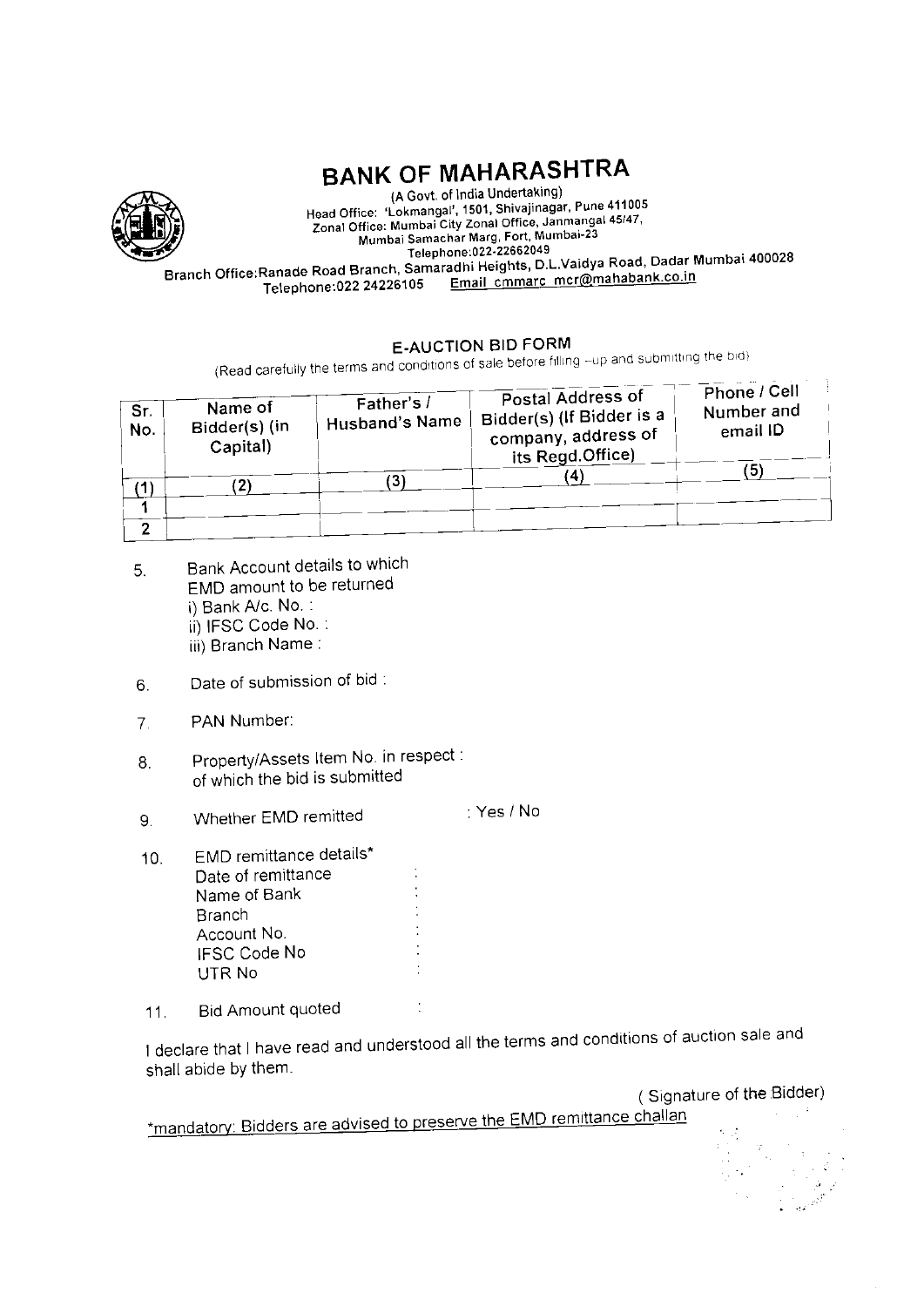# BANK OF MAHARASHTRA

(A Govt. of India Undertaking)
Head Office: 'Lokmangal', 1501, Shivajinagar, Pune 411005
Zonal Office: Mumbai City Zonal Office, Janmangal 45/47,
Mumbai Samachar Marg, Fort, Mumbai-23
Telephone:022-22662049
Branch Office:Ranade Road Branch, Samaradhi Heights, D.L.Vaidya Road, Dadar Mumbai 400028
Telephone:022 24226105 Email cmmarc mcr@mahabank.co.in

## E-AUCTION BID FORM

(Read carefully the terms and conditions of sale before filling –up and submitting the bid)

| Sr. No. | Name of Bidder(s) (in Capital) | Father's / Husband's Name | Postal Address of Bidder(s) (If Bidder is a company, address of its Regd.Office) | Phone / Cell Number and email ID |
|---|---|---|---|---|
| (1) | (2) | (3) | (4) | (5) |
| 1 | | | | |
| 2 | | | | |

5. Bank Account details to which EMD amount to be returned
   i) Bank A/c. No. :
   ii) IFSC Code No. :
   iii) Branch Name :

6. Date of submission of bid :

7. PAN Number:

8. Property/Assets Item No. in respect : of which the bid is submitted

9. Whether EMD remitted : Yes / No

10. EMD remittance details*
    Date of remittance :
    Name of Bank :
    Branch :
    Account No. :
    IFSC Code No :
    UTR No :

11. Bid Amount quoted :

I declare that I have read and understood all the terms and conditions of auction sale and shall abide by them.

( Signature of the Bidder)

*mandatory: Bidders are advised to preserve the EMD remittance challan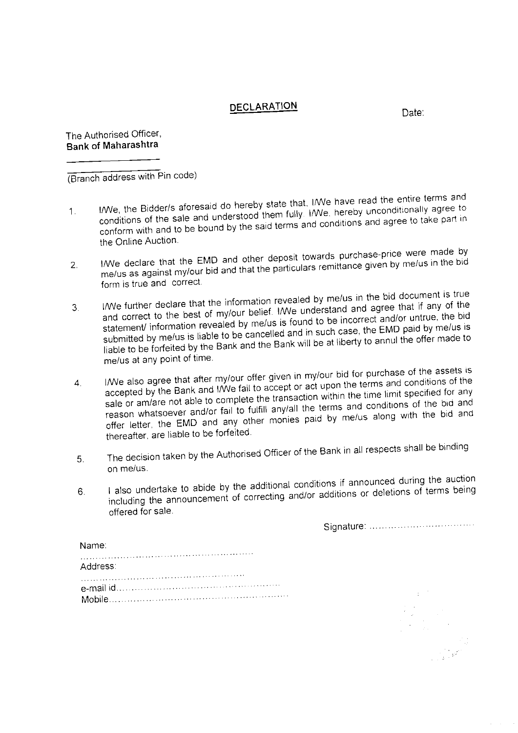# DECLARATION

Date:

The Authorised Officer,
**Bank of Maharashtra**

\_\_\_\_\_\_\_\_\_\_\_\_\_\_\_\_\_\_

\_\_\_\_\_\_\_\_\_\_\_\_\_\_\_\_\_\_
(Branch address with Pin code)

1. I/We, the Bidder/s aforesaid do hereby state that, I/We have read the entire terms and conditions of the sale and understood them fully. I/We, hereby unconditionally agree to conform with and to be bound by the said terms and conditions and agree to take part in the Online Auction.

2. I/We declare that the EMD and other deposit towards purchase-price were made by me/us as against my/our bid and that the particulars remittance given by me/us in the bid form is true and correct.

3. I/We further declare that the information revealed by me/us in the bid document is true and correct to the best of my/our belief. I/We understand and agree that if any of the statement/ information revealed by me/us is found to be incorrect and/or untrue, the bid submitted by me/us is liable to be cancelled and in such case, the EMD paid by me/us is liable to be forfeited by the Bank and the Bank will be at liberty to annul the offer made to me/us at any point of time.

4. I/We also agree that after my/our offer given in my/our bid for purchase of the assets is accepted by the Bank and I/We fail to accept or act upon the terms and conditions of the sale or am/are not able to complete the transaction within the time limit specified for any reason whatsoever and/or fail to fulfill any/all the terms and conditions of the bid and offer letter, the EMD and any other monies paid by me/us along with the bid and thereafter, are liable to be forfeited.

5. The decision taken by the Authorised Officer of the Bank in all respects shall be binding on me/us.

6. I also undertake to abide by the additional conditions if announced during the auction including the announcement of correcting and/or additions or deletions of terms being offered for sale.

Signature: ..................................

Name:
........................................................
Address:
........................................................
e-mail id........................................................
Mobile........................................................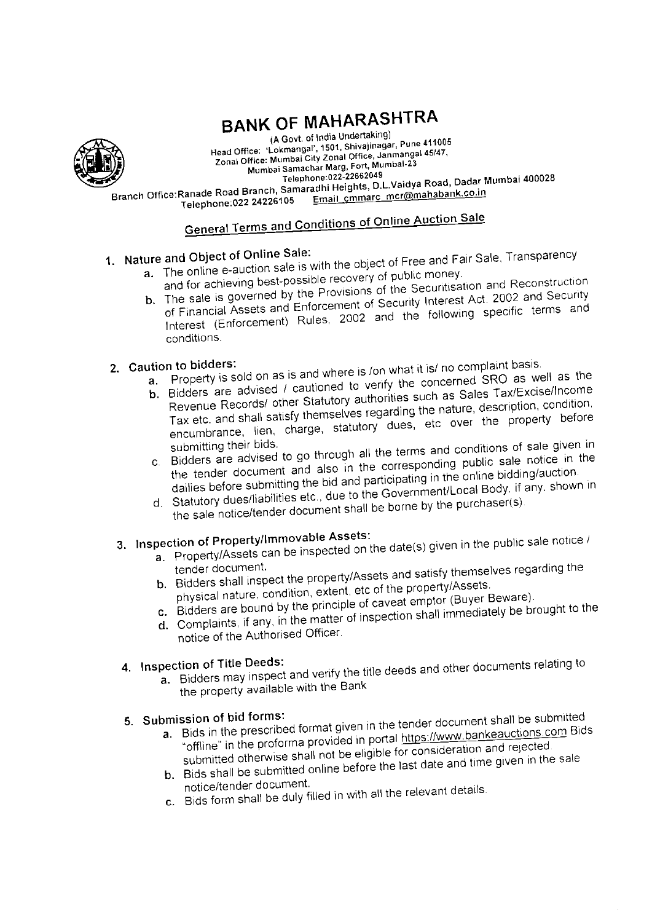# BANK OF MAHARASHTRA

(A Govt. of India Undertaking)
Head Office: 'Lokmangal', 1501, Shivajinagar, Pune 411005
Zonal Office: Mumbai City Zonal Office, Janmangal 45/47,
Mumbai Samachar Marg, Fort, Mumbai-23
Telephone:022-22662049
Branch Office:Ranade Road Branch, Samaradhi Heights, D.L.Vaidya Road, Dadar Mumbai 400028
Telephone:022 24226105 Email cmmarc_mcr@mahabank.co.in

## General Terms and Conditions of Online Auction Sale

1. **Nature and Object of Online Sale:**
   a. The online e-auction sale is with the object of Free and Fair Sale, Transparency and for achieving best-possible recovery of public money.
   b. The sale is governed by the Provisions of the Securitisation and Reconstruction of Financial Assets and Enforcement of Security Interest Act. 2002 and Security Interest (Enforcement) Rules, 2002 and the following specific terms and conditions.

2. **Caution to bidders:**
   a. Property is sold on as is and where is /on what it is/ no complaint basis.
   b. Bidders are advised / cautioned to verify the concerned SRO as well as the Revenue Records/ other Statutory authorities such as Sales Tax/Excise/Income Tax etc. and shall satisfy themselves regarding the nature, description, condition, encumbrance, lien, charge, statutory dues, etc over the property before submitting their bids.
   c. Bidders are advised to go through all the terms and conditions of sale given in the tender document and also in the corresponding public sale notice in the dailies before submitting the bid and participating in the online bidding/auction.
   d. Statutory dues/liabilities etc., due to the Government/Local Body, if any, shown in the sale notice/tender document shall be borne by the purchaser(s).

3. **Inspection of Property/Immovable Assets:**
   a. Property/Assets can be inspected on the date(s) given in the public sale notice / tender document.
   b. Bidders shall inspect the property/Assets and satisfy themselves regarding the physical nature, condition, extent, etc of the property/Assets.
   c. Bidders are bound by the principle of caveat emptor (Buyer Beware).
   d. Complaints, if any, in the matter of inspection shall immediately be brought to the notice of the Authorised Officer.

4. **Inspection of Title Deeds:**
   a. Bidders may inspect and verify the title deeds and other documents relating to the property available with the Bank

5. **Submission of bid forms:**
   a. Bids in the prescribed format given in the tender document shall be submitted "offline" in the proforma provided in portal https://www.bankeauctions.com Bids submitted otherwise shall not be eligible for consideration and rejected.
   b. Bids shall be submitted online before the last date and time given in the sale notice/tender document.
   c. Bids form shall be duly filled in with all the relevant details.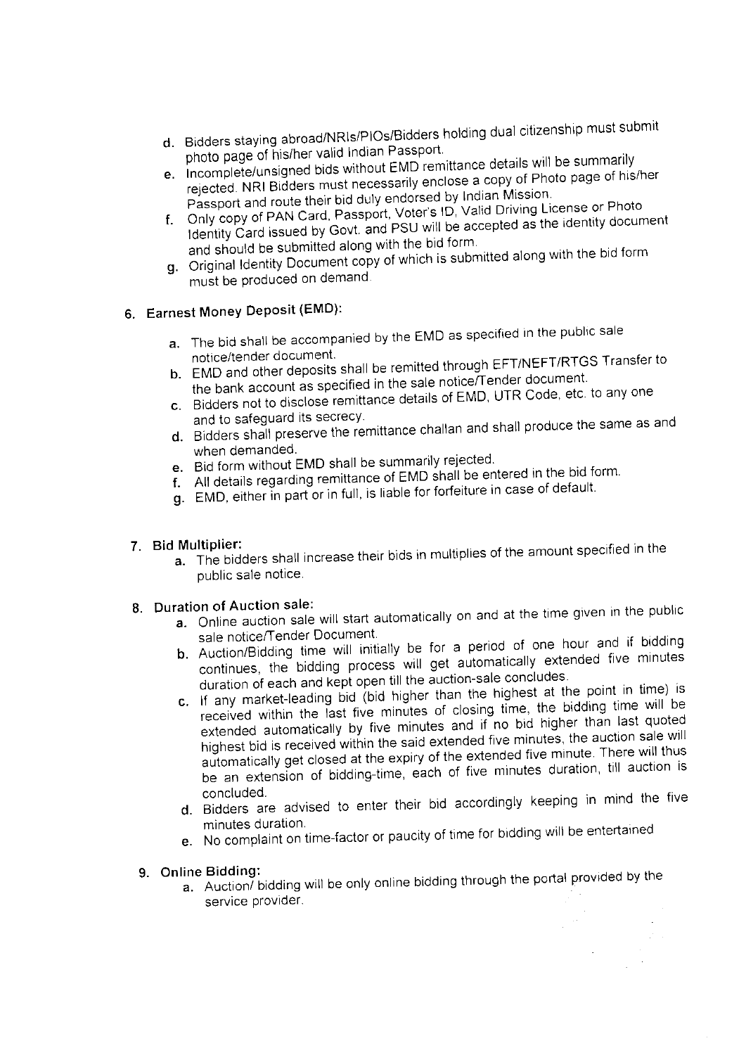d. Bidders staying abroad/NRIs/PIOs/Bidders holding dual citizenship must submit photo page of his/her valid Indian Passport.
e. Incomplete/unsigned bids without EMD remittance details will be summarily rejected. NRI Bidders must necessarily enclose a copy of Photo page of his/her Passport and route their bid duly endorsed by Indian Mission.
f. Only copy of PAN Card, Passport, Voter's ID, Valid Driving License or Photo Identity Card issued by Govt. and PSU will be accepted as the identity document and should be submitted along with the bid form.
g. Original Identity Document copy of which is submitted along with the bid form must be produced on demand.

6. **Earnest Money Deposit (EMD):**
   a. The bid shall be accompanied by the EMD as specified in the public sale notice/tender document.
   b. EMD and other deposits shall be remitted through EFT/NEFT/RTGS Transfer to the bank account as specified in the sale notice/Tender document.
   c. Bidders not to disclose remittance details of EMD, UTR Code, etc. to any one and to safeguard its secrecy.
   d. Bidders shall preserve the remittance challan and shall produce the same as and when demanded.
   e. Bid form without EMD shall be summarily rejected.
   f. All details regarding remittance of EMD shall be entered in the bid form.
   g. EMD, either in part or in full, is liable for forfeiture in case of default.

7. **Bid Multiplier:**
   a. The bidders shall increase their bids in multiplies of the amount specified in the public sale notice.

8. **Duration of Auction sale:**
   a. Online auction sale will start automatically on and at the time given in the public sale notice/Tender Document.
   b. Auction/Bidding time will initially be for a period of one hour and if bidding continues, the bidding process will get automatically extended five minutes duration of each and kept open till the auction-sale concludes.
   c. If any market-leading bid (bid higher than the highest at the point in time) is received within the last five minutes of closing time, the bidding time will be extended automatically by five minutes and if no bid higher than last quoted highest bid is received within the said extended five minutes, the auction sale will automatically get closed at the expiry of the extended five minute. There will thus be an extension of bidding-time, each of five minutes duration, till auction is concluded.
   d. Bidders are advised to enter their bid accordingly keeping in mind the five minutes duration.
   e. No complaint on time-factor or paucity of time for bidding will be entertained

9. **Online Bidding:**
   a. Auction/ bidding will be only online bidding through the portal provided by the service provider.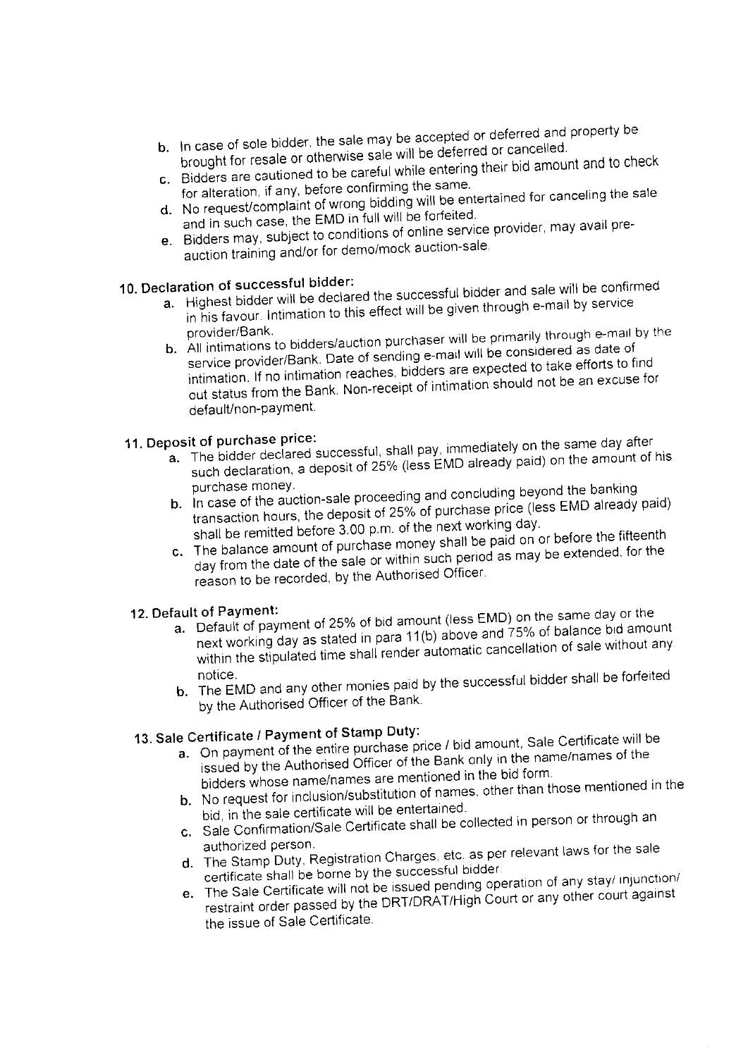b. In case of sole bidder, the sale may be accepted or deferred and property be brought for resale or otherwise sale will be deferred or cancelled.
c. Bidders are cautioned to be careful while entering their bid amount and to check for alteration, if any, before confirming the same.
d. No request/complaint of wrong bidding will be entertained for canceling the sale and in such case, the EMD in full will be forfeited.
e. Bidders may, subject to conditions of online service provider, may avail pre-auction training and/or for demo/mock auction-sale.

**10. Declaration of successful bidder:**

a. Highest bidder will be declared the successful bidder and sale will be confirmed in his favour. Intimation to this effect will be given through e-mail by service provider/Bank.
b. All intimations to bidders/auction purchaser will be primarily through e-mail by the service provider/Bank. Date of sending e-mail will be considered as date of intimation. If no intimation reaches, bidders are expected to take efforts to find out status from the Bank. Non-receipt of intimation should not be an excuse for default/non-payment.

**11. Deposit of purchase price:**

a. The bidder declared successful, shall pay, immediately on the same day after such declaration, a deposit of 25% (less EMD already paid) on the amount of his purchase money.
b. In case of the auction-sale proceeding and concluding beyond the banking transaction hours, the deposit of 25% of purchase price (less EMD already paid) shall be remitted before 3.00 p.m. of the next working day.
c. The balance amount of purchase money shall be paid on or before the fifteenth day from the date of the sale or within such period as may be extended, for the reason to be recorded, by the Authorised Officer.

**12. Default of Payment:**

a. Default of payment of 25% of bid amount (less EMD) on the same day or the next working day as stated in para 11(b) above and 75% of balance bid amount within the stipulated time shall render automatic cancellation of sale without any notice.
b. The EMD and any other monies paid by the successful bidder shall be forfeited by the Authorised Officer of the Bank.

**13. Sale Certificate / Payment of Stamp Duty:**

a. On payment of the entire purchase price / bid amount, Sale Certificate will be issued by the Authorised Officer of the Bank only in the name/names of the bidders whose name/names are mentioned in the bid form.
b. No request for inclusion/substitution of names, other than those mentioned in the bid, in the sale certificate will be entertained.
c. Sale Confirmation/Sale Certificate shall be collected in person or through an authorized person.
d. The Stamp Duty, Registration Charges, etc. as per relevant laws for the sale certificate shall be borne by the successful bidder.
e. The Sale Certificate will not be issued pending operation of any stay/ injunction/ restraint order passed by the DRT/DRAT/High Court or any other court against the issue of Sale Certificate.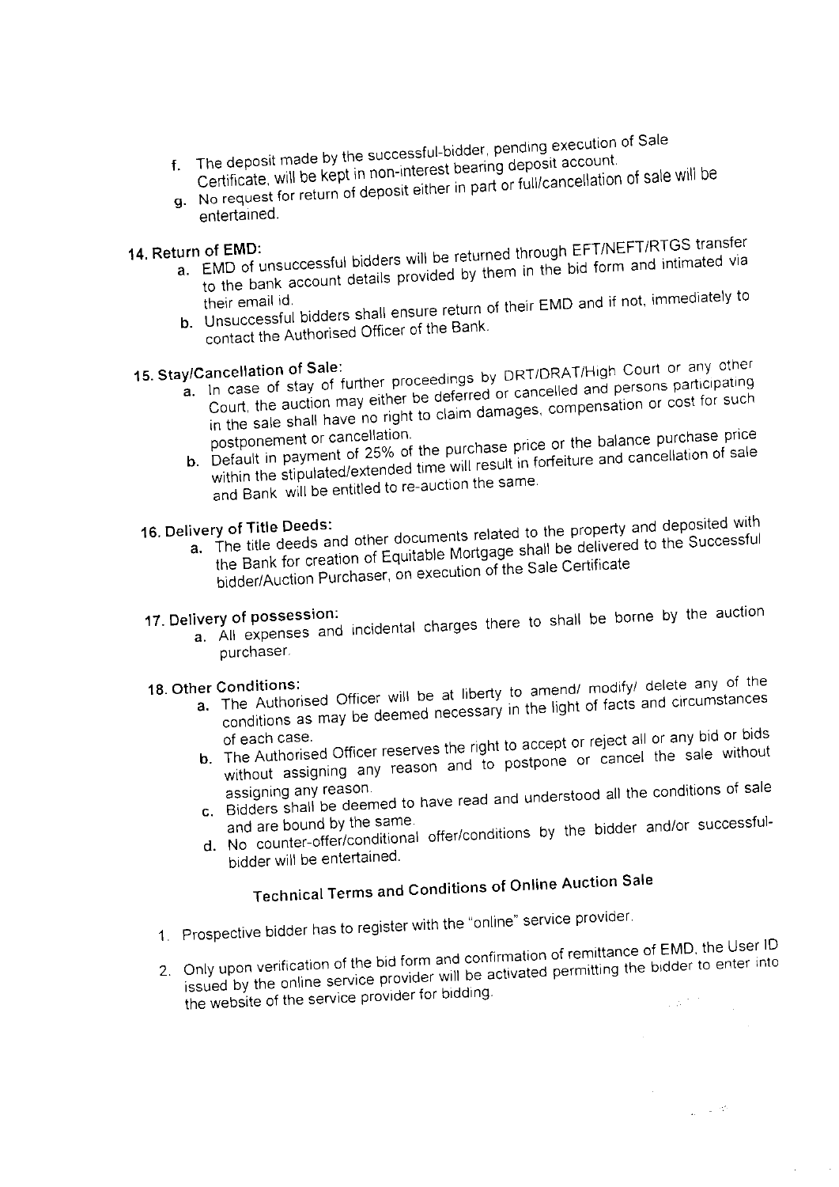f. The deposit made by the successful-bidder, pending execution of Sale Certificate, will be kept in non-interest bearing deposit account.

g. No request for return of deposit either in part or full/cancellation of sale will be entertained.

**14. Return of EMD:**

a. EMD of unsuccessful bidders will be returned through EFT/NEFT/RTGS transfer to the bank account details provided by them in the bid form and intimated via their email id.

b. Unsuccessful bidders shall ensure return of their EMD and if not, immediately to contact the Authorised Officer of the Bank.

**15. Stay/Cancellation of Sale:**

a. In case of stay of further proceedings by DRT/DRAT/High Court or any other Court, the auction may either be deferred or cancelled and persons participating in the sale shall have no right to claim damages, compensation or cost for such postponement or cancellation.

b. Default in payment of 25% of the purchase price or the balance purchase price within the stipulated/extended time will result in forfeiture and cancellation of sale and Bank will be entitled to re-auction the same.

**16. Delivery of Title Deeds:**

a. The title deeds and other documents related to the property and deposited with the Bank for creation of Equitable Mortgage shall be delivered to the Successful bidder/Auction Purchaser, on execution of the Sale Certificate

**17. Delivery of possession:**

a. All expenses and incidental charges there to shall be borne by the auction purchaser.

**18. Other Conditions:**

a. The Authorised Officer will be at liberty to amend/ modify/ delete any of the conditions as may be deemed necessary in the light of facts and circumstances of each case.

b. The Authorised Officer reserves the right to accept or reject all or any bid or bids without assigning any reason and to postpone or cancel the sale without assigning any reason.

c. Bidders shall be deemed to have read and understood all the conditions of sale and are bound by the same.

d. No counter-offer/conditional offer/conditions by the bidder and/or successful-bidder will be entertained.

## Technical Terms and Conditions of Online Auction Sale

1. Prospective bidder has to register with the "online" service provider.

2. Only upon verification of the bid form and confirmation of remittance of EMD, the User ID issued by the online service provider will be activated permitting the bidder to enter into the website of the service provider for bidding.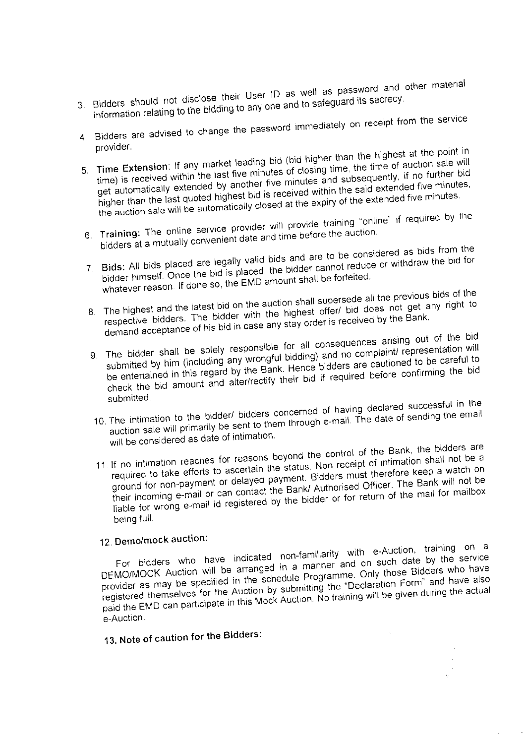3. Bidders should not disclose their User ID as well as password and other material information relating to the bidding to any one and to safeguard its secrecy.

4. Bidders are advised to change the password immediately on receipt from the service provider.

5. **Time Extension**: If any market leading bid (bid higher than the highest at the point in time) is received within the last five minutes of closing time, the time of auction sale will get automatically extended by another five minutes and subsequently, if no further bid higher than the last quoted highest bid is received within the said extended five minutes, the auction sale will be automatically closed at the expiry of the extended five minutes.

6. **Training**: The online service provider will provide training "online" if required by the bidders at a mutually convenient date and time before the auction.

7. **Bids**: All bids placed are legally valid bids and are to be considered as bids from the bidder himself. Once the bid is placed, the bidder cannot reduce or withdraw the bid for whatever reason. If done so, the EMD amount shall be forfeited.

8. The highest and the latest bid on the auction shall supersede all the previous bids of the respective bidders. The bidder with the highest offer/ bid does not get any right to demand acceptance of his bid in case any stay order is received by the Bank.

9. The bidder shall be solely responsible for all consequences arising out of the bid submitted by him (including any wrongful bidding) and no complaint/ representation will be entertained in this regard by the Bank. Hence bidders are cautioned to be careful to check the bid amount and alter/rectify their bid if required before confirming the bid submitted.

10. The intimation to the bidder/ bidders concerned of having declared successful in the auction sale will primarily be sent to them through e-mail. The date of sending the email will be considered as date of intimation.

11. If no intimation reaches for reasons beyond the control of the Bank, the bidders are required to take efforts to ascertain the status. Non receipt of intimation shall not be a ground for non-payment or delayed payment. Bidders must therefore keep a watch on their incoming e-mail or can contact the Bank/ Authorised Officer. The Bank will not be liable for wrong e-mail id registered by the bidder or for return of the mail for mailbox being full.

12. **Demo/mock auction:**

    For bidders who have indicated non-familiarity with e-Auction, training on a DEMO/MOCK Auction will be arranged in a manner and on such date by the service provider as may be specified in the schedule Programme. Only those Bidders who have registered themselves for the Auction by submitting the "Declaration Form" and have also paid the EMD can participate in this Mock Auction. No training will be given during the actual e-Auction.

13. **Note of caution for the Bidders:**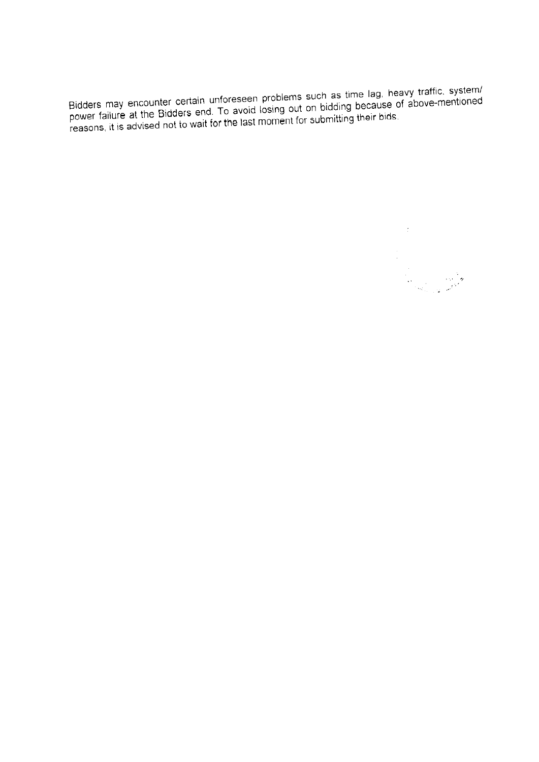Bidders may encounter certain unforeseen problems such as time lag, heavy traffic, system/ power failure at the Bidders end. To avoid losing out on bidding because of above-mentioned reasons, it is advised not to wait for the last moment for submitting their bids.